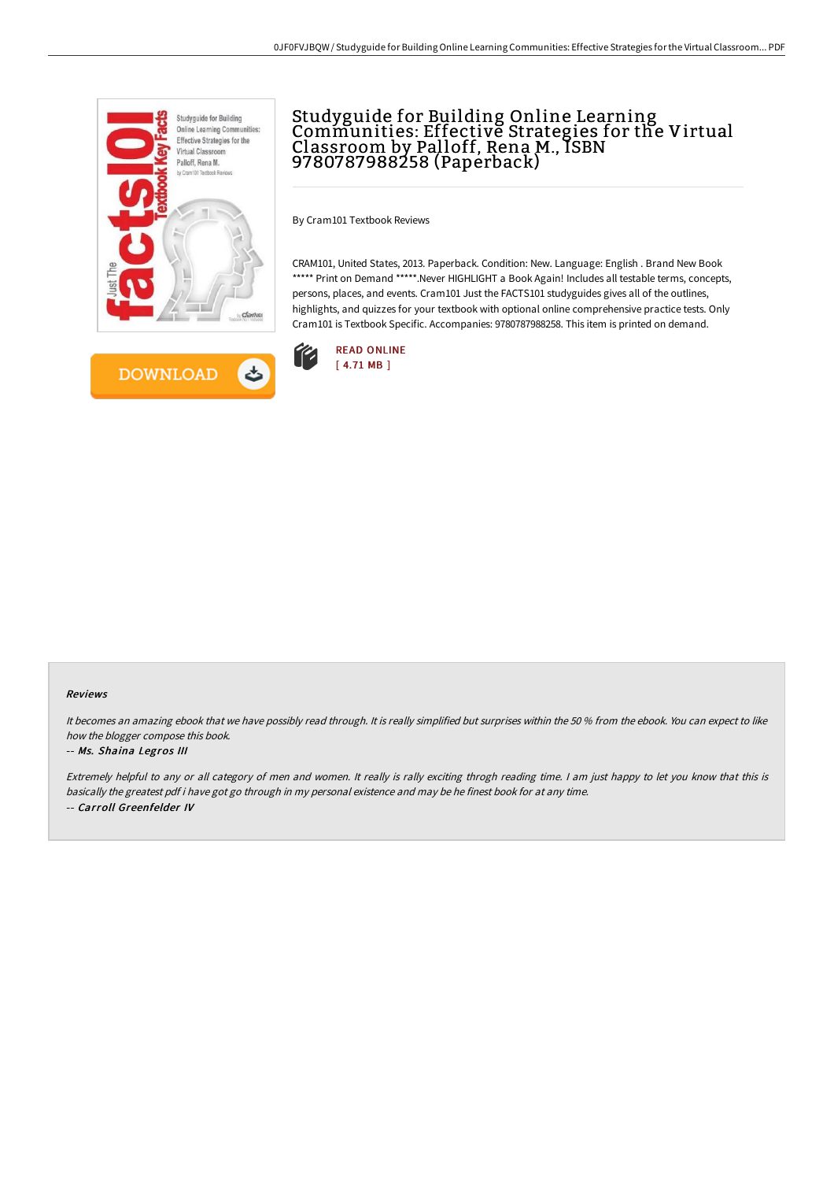# Studyguide for Building Online Learning Communities: Effective Strategies for the Virtual Classroom by Palloff, Rena M., ISBN 9780787988258 (Paperback)

By Cram101 Textbook Reviews

CRAM101, United States, 2013. Paperback. Condition: New. Language: English . Brand New Book ***** Print on Demand *****.Never HIGHLIGHT a Book Again! Includes all testable terms, concepts, persons, places, and events. Cram101 Just the FACTS101 studyguides gives all of the outlines, highlights, and quizzes for your textbook with optional online comprehensive practice tests. Only Cram101 is Textbook Specific. Accompanies: 9780787988258. This item is printed on demand.

DOWNLOAD

READ ONLINE
[ 4.71 MB ]

#### Reviews

*It becomes an amazing ebook that we have possibly read through. It is really simplified but surprises within the 50 % from the ebook. You can expect to like how the blogger compose this book.*

-- *Ms. Shaina Legros III*

*Extremely helpful to any or all category of men and women. It really is rally exciting throgh reading time. I am just happy to let you know that this is basically the greatest pdf i have got go through in my personal existence and may be he finest book for at any time.*

-- *Carroll Greenfelder IV*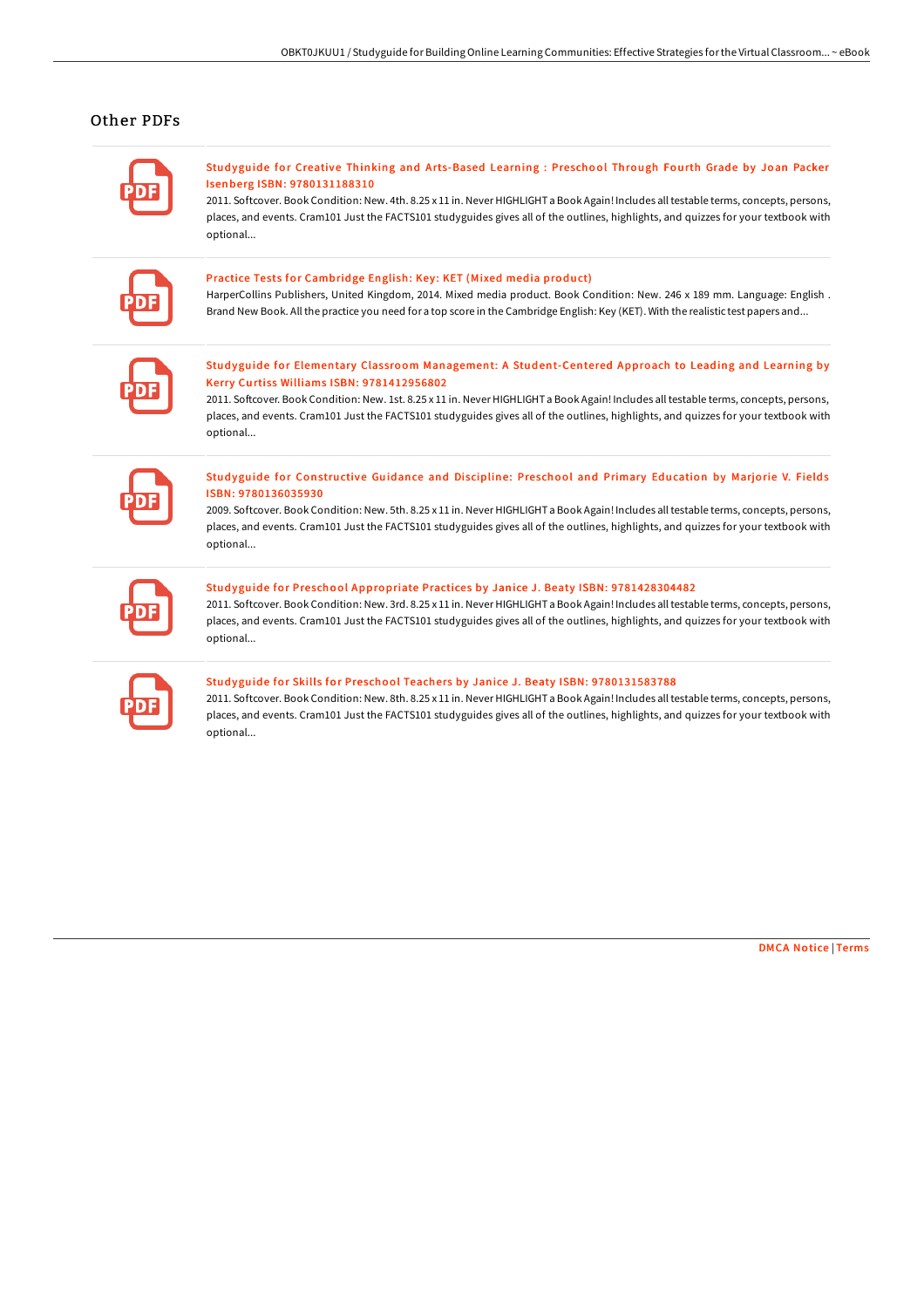## Other PDFs

**Studyguide for Creative Thinking and Arts-Based Learning : Preschool Through Fourth Grade by Joan Packer Isenberg ISBN: 9780131188310**

2011. Softcover. Book Condition: New. 4th. 8.25 x 11 in. Never HIGHLIGHT a Book Again! Includes all testable terms, concepts, persons, places, and events. Cram101 Just the FACTS101 studyguides gives all of the outlines, highlights, and quizzes for your textbook with optional...

**Practice Tests for Cambridge English: Key: KET (Mixed media product)**

HarperCollins Publishers, United Kingdom, 2014. Mixed media product. Book Condition: New. 246 x 189 mm. Language: English . Brand New Book. All the practice you need for a top score in the Cambridge English: Key (KET). With the realistic test papers and...

**Studyguide for Elementary Classroom Management: A Student-Centered Approach to Leading and Learning by Kerry Curtiss Williams ISBN: 9781412956802**

2011. Softcover. Book Condition: New. 1st. 8.25 x 11 in. Never HIGHLIGHT a Book Again! Includes all testable terms, concepts, persons, places, and events. Cram101 Just the FACTS101 studyguides gives all of the outlines, highlights, and quizzes for your textbook with optional...

**Studyguide for Constructive Guidance and Discipline: Preschool and Primary Education by Marjorie V. Fields ISBN: 9780136035930**

2009. Softcover. Book Condition: New. 5th. 8.25 x 11 in. Never HIGHLIGHT a Book Again! Includes all testable terms, concepts, persons, places, and events. Cram101 Just the FACTS101 studyguides gives all of the outlines, highlights, and quizzes for your textbook with optional...

**Studyguide for Preschool Appropriate Practices by Janice J. Beaty ISBN: 9781428304482**

2011. Softcover. Book Condition: New. 3rd. 8.25 x 11 in. Never HIGHLIGHT a Book Again! Includes all testable terms, concepts, persons, places, and events. Cram101 Just the FACTS101 studyguides gives all of the outlines, highlights, and quizzes for your textbook with optional...

**Studyguide for Skills for Preschool Teachers by Janice J. Beaty ISBN: 9780131583788**

2011. Softcover. Book Condition: New. 8th. 8.25 x 11 in. Never HIGHLIGHT a Book Again! Includes all testable terms, concepts, persons, places, and events. Cram101 Just the FACTS101 studyguides gives all of the outlines, highlights, and quizzes for your textbook with optional...